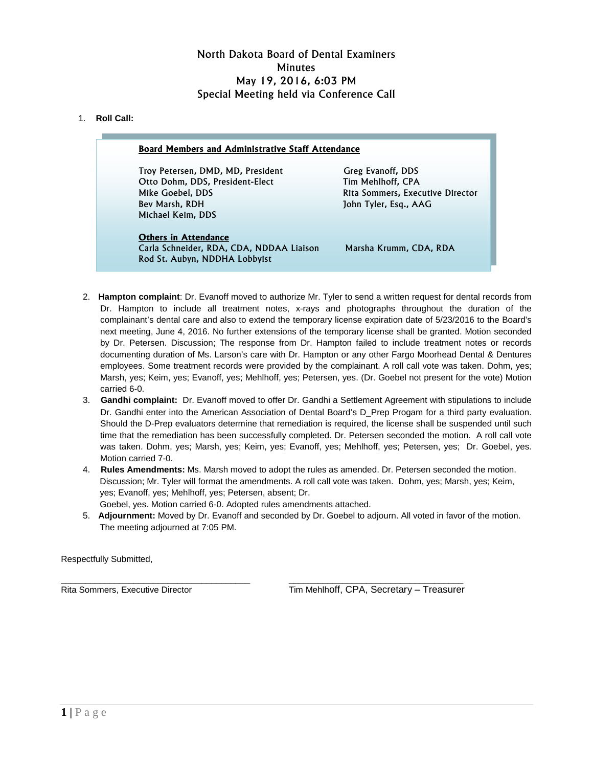# North Dakota Board of Dental Examiners
## Minutes
## May 19, 2016, 6:03 PM
## Special Meeting held via Conference Call

1. **Roll Call:**

**Board Members and Administrative Staff Attendance**

Troy Petersen, DMD, MD, President
Otto Dohm, DDS, President-Elect
Mike Goebel, DDS
Bev Marsh, RDH
Michael Keim, DDS
Greg Evanoff, DDS
Tim Mehlhoff, CPA
Rita Sommers, Executive Director
John Tyler, Esq., AAG

**Others in Attendance**

Carla Schneider, RDA, CDA, NDDAA Liaison
Rod St. Aubyn, NDDHA Lobbyist
Marsha Krumm, CDA, RDA

2. **Hampton complaint**: Dr. Evanoff moved to authorize Mr. Tyler to send a written request for dental records from Dr. Hampton to include all treatment notes, x-rays and photographs throughout the duration of the complainant's dental care and also to extend the temporary license expiration date of 5/23/2016 to the Board's next meeting, June 4, 2016. No further extensions of the temporary license shall be granted. Motion seconded by Dr. Petersen. Discussion; The response from Dr. Hampton failed to include treatment notes or records documenting duration of Ms. Larson's care with Dr. Hampton or any other Fargo Moorhead Dental & Dentures employees. Some treatment records were provided by the complainant. A roll call vote was taken. Dohm, yes; Marsh, yes; Keim, yes; Evanoff, yes; Mehlhoff, yes; Petersen, yes. (Dr. Goebel not present for the vote) Motion carried 6-0.
3. **Gandhi complaint:** Dr. Evanoff moved to offer Dr. Gandhi a Settlement Agreement with stipulations to include Dr. Gandhi enter into the American Association of Dental Board's D_Prep Progam for a third party evaluation. Should the D-Prep evaluators determine that remediation is required, the license shall be suspended until such time that the remediation has been successfully completed. Dr. Petersen seconded the motion. A roll call vote was taken. Dohm, yes; Marsh, yes; Keim, yes; Evanoff, yes; Mehlhoff, yes; Petersen, yes; Dr. Goebel, yes. Motion carried 7-0.
4. **Rules Amendments:** Ms. Marsh moved to adopt the rules as amended. Dr. Petersen seconded the motion. Discussion; Mr. Tyler will format the amendments. A roll call vote was taken. Dohm, yes; Marsh, yes; Keim, yes; Evanoff, yes; Mehlhoff, yes; Petersen, absent; Dr. Goebel, yes. Motion carried 6-0. Adopted rules amendments attached.
5. **Adjournment:** Moved by Dr. Evanoff and seconded by Dr. Goebel to adjourn. All voted in favor of the motion. The meeting adjourned at 7:05 PM.

Respectfully Submitted,

\_\_\_\_\_\_\_\_\_\_\_\_\_\_\_\_\_\_\_\_\_\_\_\_\_\_\_\_\_\_\_\_\_\_\_\_\_\_
Rita Sommers, Executive Director

\_\_\_\_\_\_\_\_\_\_\_\_\_\_\_\_\_\_\_\_\_\_\_\_\_\_\_\_\_\_\_\_\_\_\_\_\_\_
Tim Mehlhoff, CPA, Secretary – Treasurer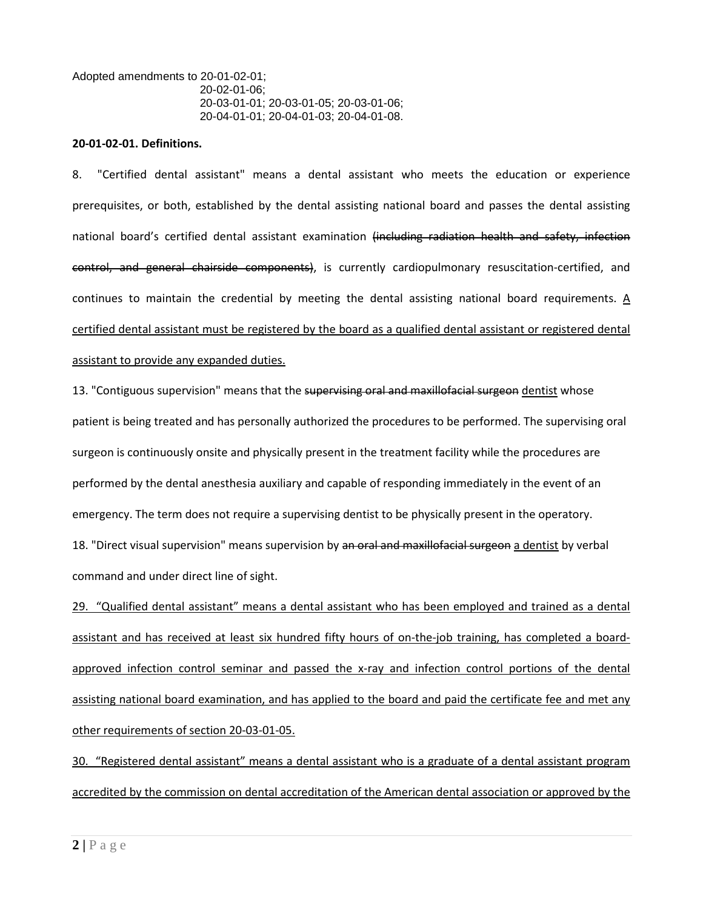Adopted amendments to 20-01-02-01;
20-02-01-06;
20-03-01-01; 20-03-01-05; 20-03-01-06;
20-04-01-01; 20-04-01-03; 20-04-01-08.

**20-01-02-01. Definitions.**

8. "Certified dental assistant" means a dental assistant who meets the education or experience prerequisites, or both, established by the dental assisting national board and passes the dental assisting national board's certified dental assistant examination ~~(including radiation health and safety, infection control, and general chairside components)~~, is currently cardiopulmonary resuscitation-certified, and continues to maintain the credential by meeting the dental assisting national board requirements. <u>A certified dental assistant must be registered by the board as a qualified dental assistant or registered dental assistant to provide any expanded duties.</u>

13. "Contiguous supervision" means that the ~~supervising oral and maxillofacial surgeon~~ <u>dentist</u> whose patient is being treated and has personally authorized the procedures to be performed. The supervising oral surgeon is continuously onsite and physically present in the treatment facility while the procedures are performed by the dental anesthesia auxiliary and capable of responding immediately in the event of an emergency. The term does not require a supervising dentist to be physically present in the operatory.

18. "Direct visual supervision" means supervision by ~~an oral and maxillofacial surgeon~~ <u>a dentist</u> by verbal command and under direct line of sight.

<u>29. "Qualified dental assistant" means a dental assistant who has been employed and trained as a dental assistant and has received at least six hundred fifty hours of on-the-job training, has completed a board-approved infection control seminar and passed the x-ray and infection control portions of the dental assisting national board examination, and has applied to the board and paid the certificate fee and met any other requirements of section 20-03-01-05.</u>

<u>30. "Registered dental assistant" means a dental assistant who is a graduate of a dental assistant program accredited by the commission on dental accreditation of the American dental association or approved by the</u>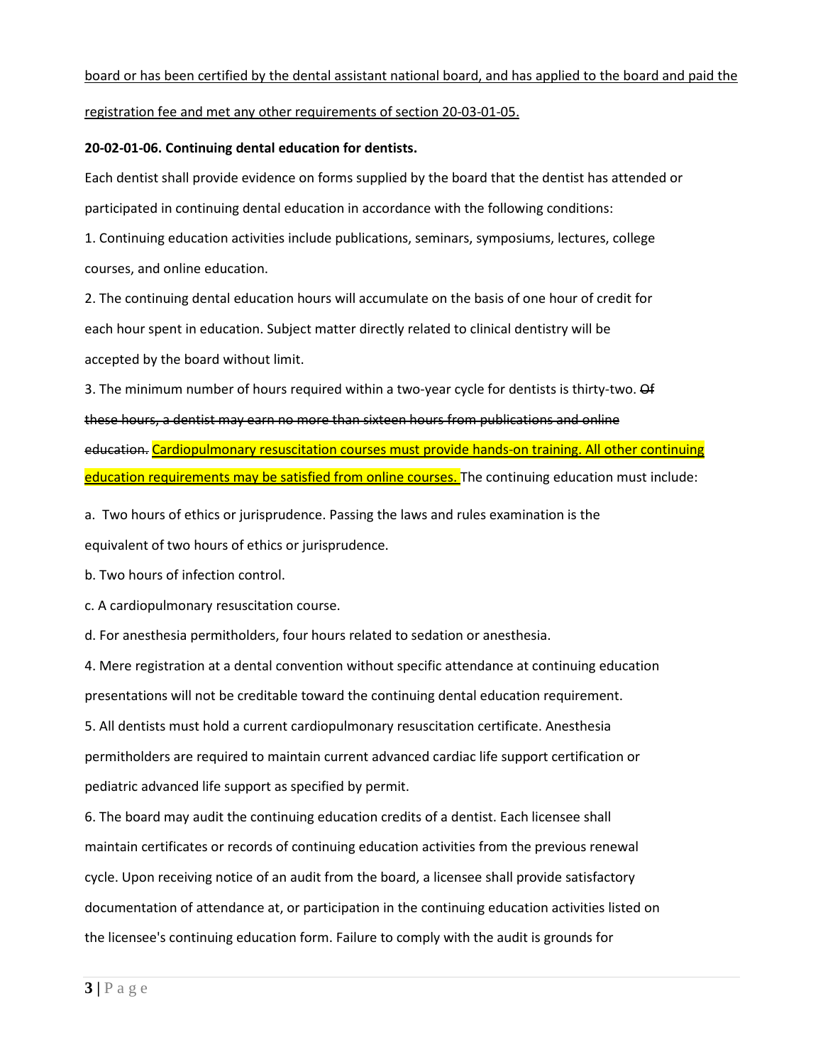<u>board or has been certified by the dental assistant national board, and has applied to the board and paid the registration fee and met any other requirements of section 20-03-01-05.</u>

**20-02-01-06. Continuing dental education for dentists.**

Each dentist shall provide evidence on forms supplied by the board that the dentist has attended or participated in continuing dental education in accordance with the following conditions:

1. Continuing education activities include publications, seminars, symposiums, lectures, college courses, and online education.

2. The continuing dental education hours will accumulate on the basis of one hour of credit for each hour spent in education. Subject matter directly related to clinical dentistry will be accepted by the board without limit.

3. The minimum number of hours required within a two-year cycle for dentists is thirty-two. ~~Of these hours, a dentist may earn no more than sixteen hours from publications and online education.~~ <u>Cardiopulmonary resuscitation courses must provide hands-on training. All other continuing education requirements may be satisfied from online courses.</u> The continuing education must include:

   a. Two hours of ethics or jurisprudence. Passing the laws and rules examination is the equivalent of two hours of ethics or jurisprudence.

   b. Two hours of infection control.

   c. A cardiopulmonary resuscitation course.

   d. For anesthesia permitholders, four hours related to sedation or anesthesia.

4. Mere registration at a dental convention without specific attendance at continuing education presentations will not be creditable toward the continuing dental education requirement.

5. All dentists must hold a current cardiopulmonary resuscitation certificate. Anesthesia permitholders are required to maintain current advanced cardiac life support certification or pediatric advanced life support as specified by permit.

6. The board may audit the continuing education credits of a dentist. Each licensee shall maintain certificates or records of continuing education activities from the previous renewal cycle. Upon receiving notice of an audit from the board, a licensee shall provide satisfactory documentation of attendance at, or participation in the continuing education activities listed on the licensee's continuing education form. Failure to comply with the audit is grounds for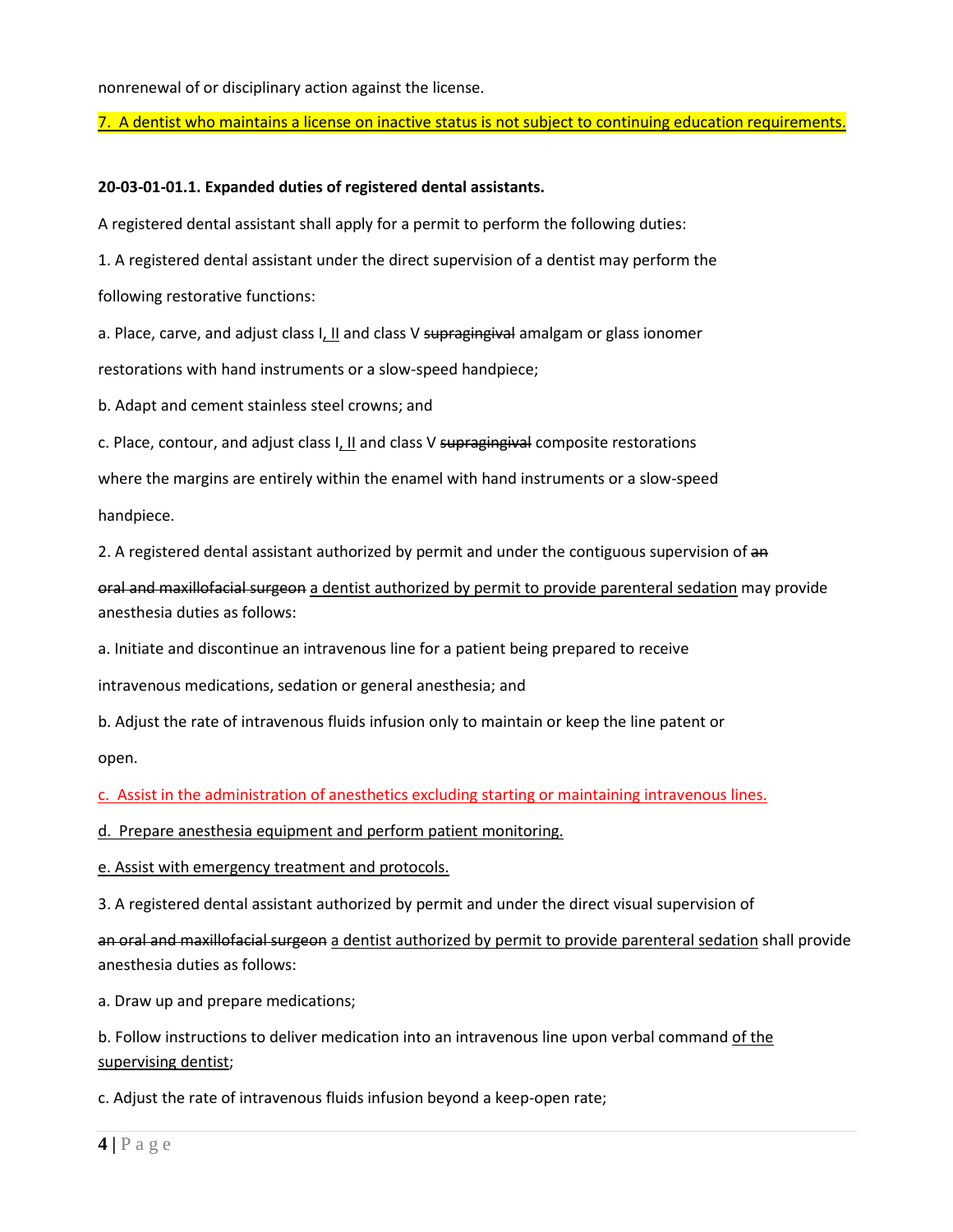nonrenewal of or disciplinary action against the license.

<u>7. A dentist who maintains a license on inactive status is not subject to continuing education requirements.</u>

**20-03-01-01.1. Expanded duties of registered dental assistants.**

A registered dental assistant shall apply for a permit to perform the following duties:

1. A registered dental assistant under the direct supervision of a dentist may perform the following restorative functions:

a. Place, carve, and adjust class I<u>, II</u> and class V ~~supragingival~~ amalgam or glass ionomer restorations with hand instruments or a slow-speed handpiece;

b. Adapt and cement stainless steel crowns; and

c. Place, contour, and adjust class I<u>, II</u> and class V ~~supragingival~~ composite restorations where the margins are entirely within the enamel with hand instruments or a slow-speed handpiece.

2. A registered dental assistant authorized by permit and under the contiguous supervision of ~~an oral and maxillofacial surgeon~~ <u>a dentist authorized by permit to provide parenteral sedation</u> may provide anesthesia duties as follows:

a. Initiate and discontinue an intravenous line for a patient being prepared to receive intravenous medications, sedation or general anesthesia; and

b. Adjust the rate of intravenous fluids infusion only to maintain or keep the line patent or open.

<u>c. Assist in the administration of anesthetics excluding starting or maintaining intravenous lines.</u>

<u>d. Prepare anesthesia equipment and perform patient monitoring.</u>

<u>e. Assist with emergency treatment and protocols.</u>

3. A registered dental assistant authorized by permit and under the direct visual supervision of ~~an oral and maxillofacial surgeon~~ <u>a dentist authorized by permit to provide parenteral sedation</u> shall provide anesthesia duties as follows:

a. Draw up and prepare medications;

b. Follow instructions to deliver medication into an intravenous line upon verbal command <u>of the supervising dentist</u>;

c. Adjust the rate of intravenous fluids infusion beyond a keep-open rate;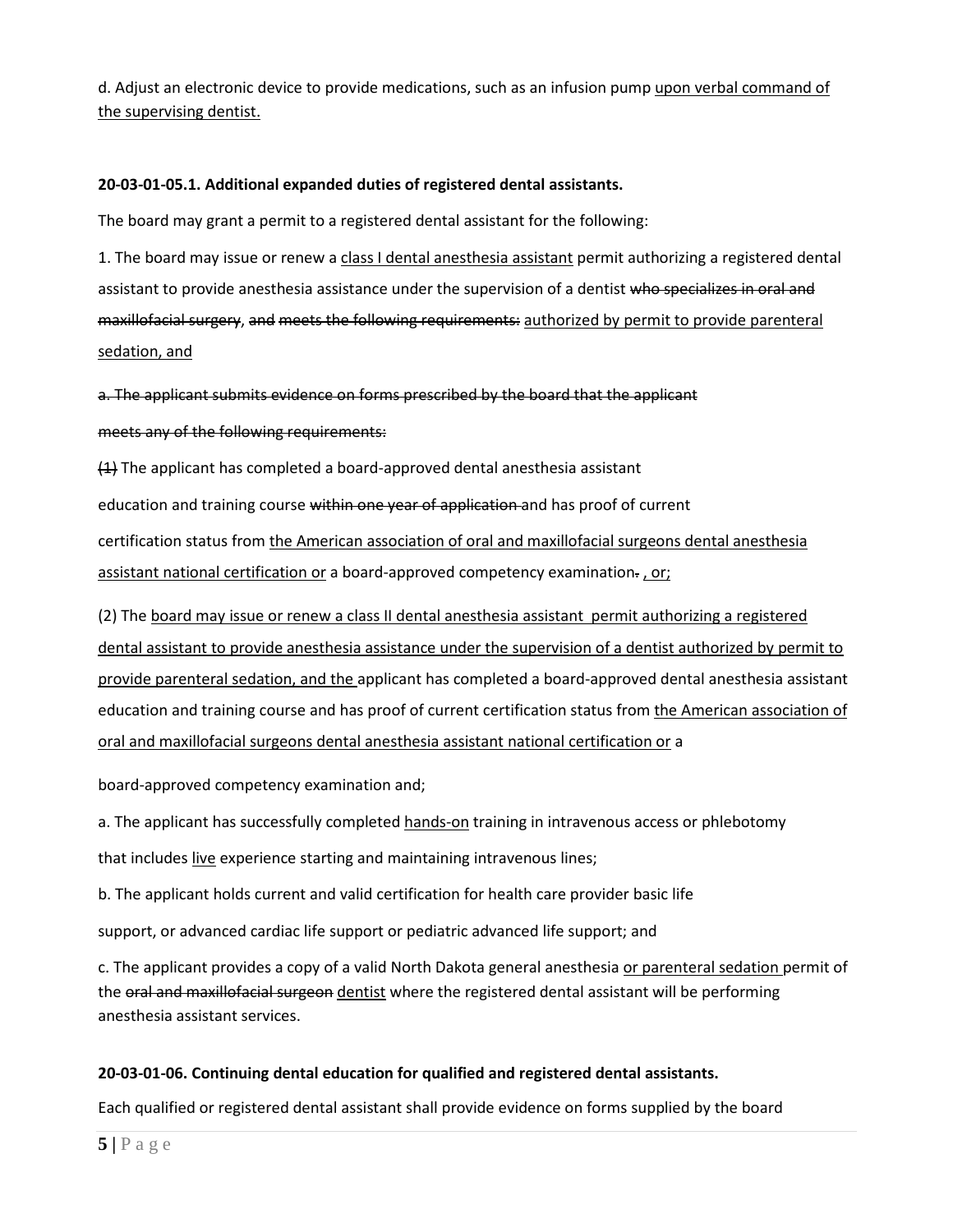d. Adjust an electronic device to provide medications, such as an infusion pump upon verbal command of the supervising dentist.

**20-03-01-05.1. Additional expanded duties of registered dental assistants.**

The board may grant a permit to a registered dental assistant for the following:

1. The board may issue or renew a class I dental anesthesia assistant permit authorizing a registered dental assistant to provide anesthesia assistance under the supervision of a dentist ~~who specializes in oral and maxillofacial surgery~~, ~~and~~ ~~meets the following requirements:~~ authorized by permit to provide parenteral sedation, and

~~a. The applicant submits evidence on forms prescribed by the board that the applicant~~

~~meets any of the following requirements:~~

~~(1)~~ The applicant has completed a board-approved dental anesthesia assistant

education and training course ~~within one year of application~~ and has proof of current

certification status from the American association of oral and maxillofacial surgeons dental anesthesia assistant national certification or a board-approved competency examination~~.~~ , or;

(2) The board may issue or renew a class II dental anesthesia assistant permit authorizing a registered dental assistant to provide anesthesia assistance under the supervision of a dentist authorized by permit to provide parenteral sedation, and the applicant has completed a board-approved dental anesthesia assistant education and training course and has proof of current certification status from the American association of oral and maxillofacial surgeons dental anesthesia assistant national certification or a

board-approved competency examination and;

a. The applicant has successfully completed hands-on training in intravenous access or phlebotomy

that includes live experience starting and maintaining intravenous lines;

b. The applicant holds current and valid certification for health care provider basic life

support, or advanced cardiac life support or pediatric advanced life support; and

c. The applicant provides a copy of a valid North Dakota general anesthesia or parenteral sedation permit of the ~~oral and maxillofacial surgeon~~ dentist where the registered dental assistant will be performing anesthesia assistant services.

**20-03-01-06. Continuing dental education for qualified and registered dental assistants.**

Each qualified or registered dental assistant shall provide evidence on forms supplied by the board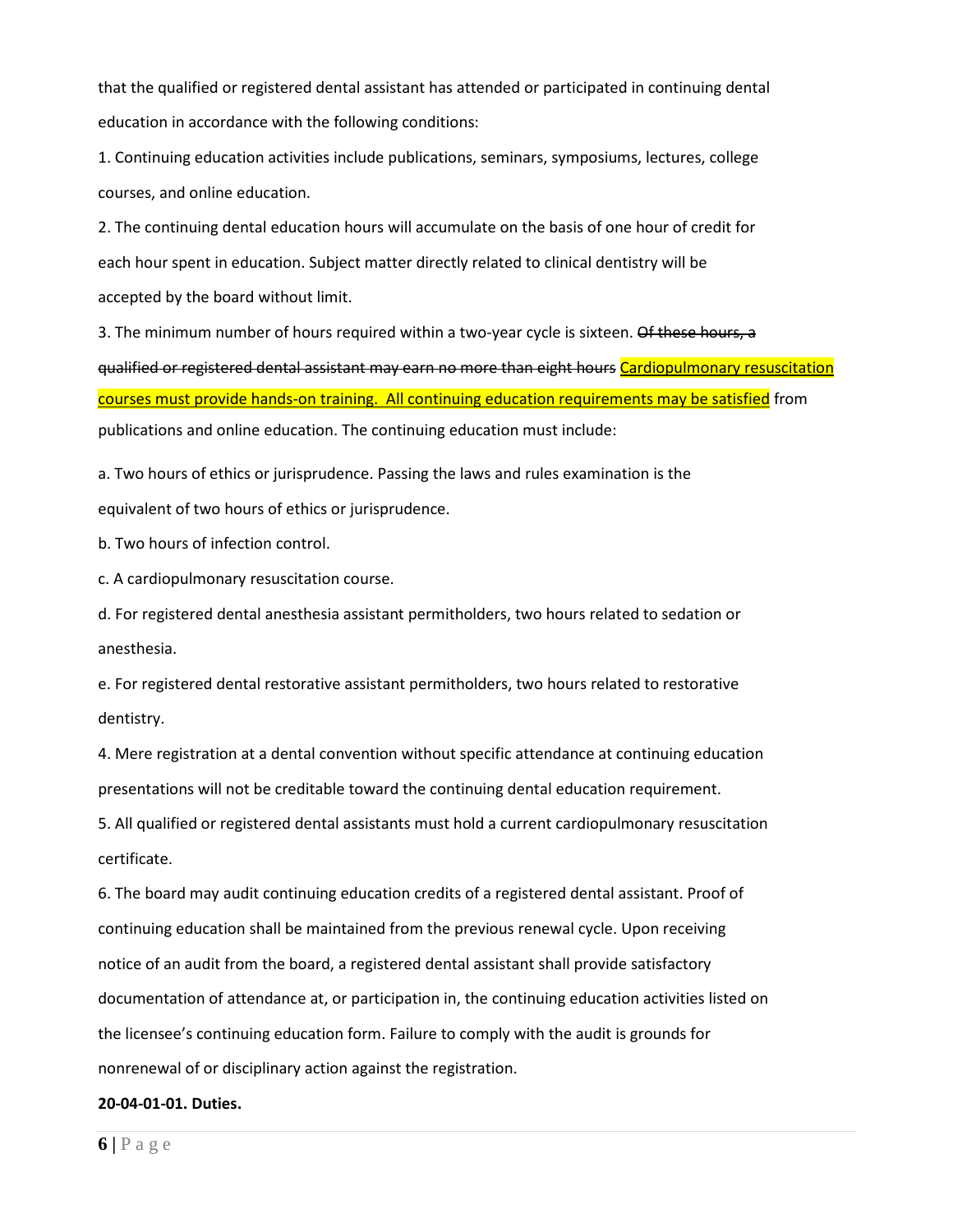that the qualified or registered dental assistant has attended or participated in continuing dental education in accordance with the following conditions:

1. Continuing education activities include publications, seminars, symposiums, lectures, college courses, and online education.
2. The continuing dental education hours will accumulate on the basis of one hour of credit for each hour spent in education. Subject matter directly related to clinical dentistry will be accepted by the board without limit.
3. The minimum number of hours required within a two-year cycle is sixteen. ~~Of these hours, a qualified or registered dental assistant may earn no more than eight hours~~ Cardiopulmonary resuscitation courses must provide hands-on training. All continuing education requirements may be satisfied from publications and online education. The continuing education must include:

   a. Two hours of ethics or jurisprudence. Passing the laws and rules examination is the equivalent of two hours of ethics or jurisprudence.

   b. Two hours of infection control.

   c. A cardiopulmonary resuscitation course.

   d. For registered dental anesthesia assistant permitholders, two hours related to sedation or anesthesia.

   e. For registered dental restorative assistant permitholders, two hours related to restorative dentistry.

4. Mere registration at a dental convention without specific attendance at continuing education presentations will not be creditable toward the continuing dental education requirement.
5. All qualified or registered dental assistants must hold a current cardiopulmonary resuscitation certificate.
6. The board may audit continuing education credits of a registered dental assistant. Proof of continuing education shall be maintained from the previous renewal cycle. Upon receiving notice of an audit from the board, a registered dental assistant shall provide satisfactory documentation of attendance at, or participation in, the continuing education activities listed on the licensee's continuing education form. Failure to comply with the audit is grounds for nonrenewal of or disciplinary action against the registration.

**20-04-01-01. Duties.**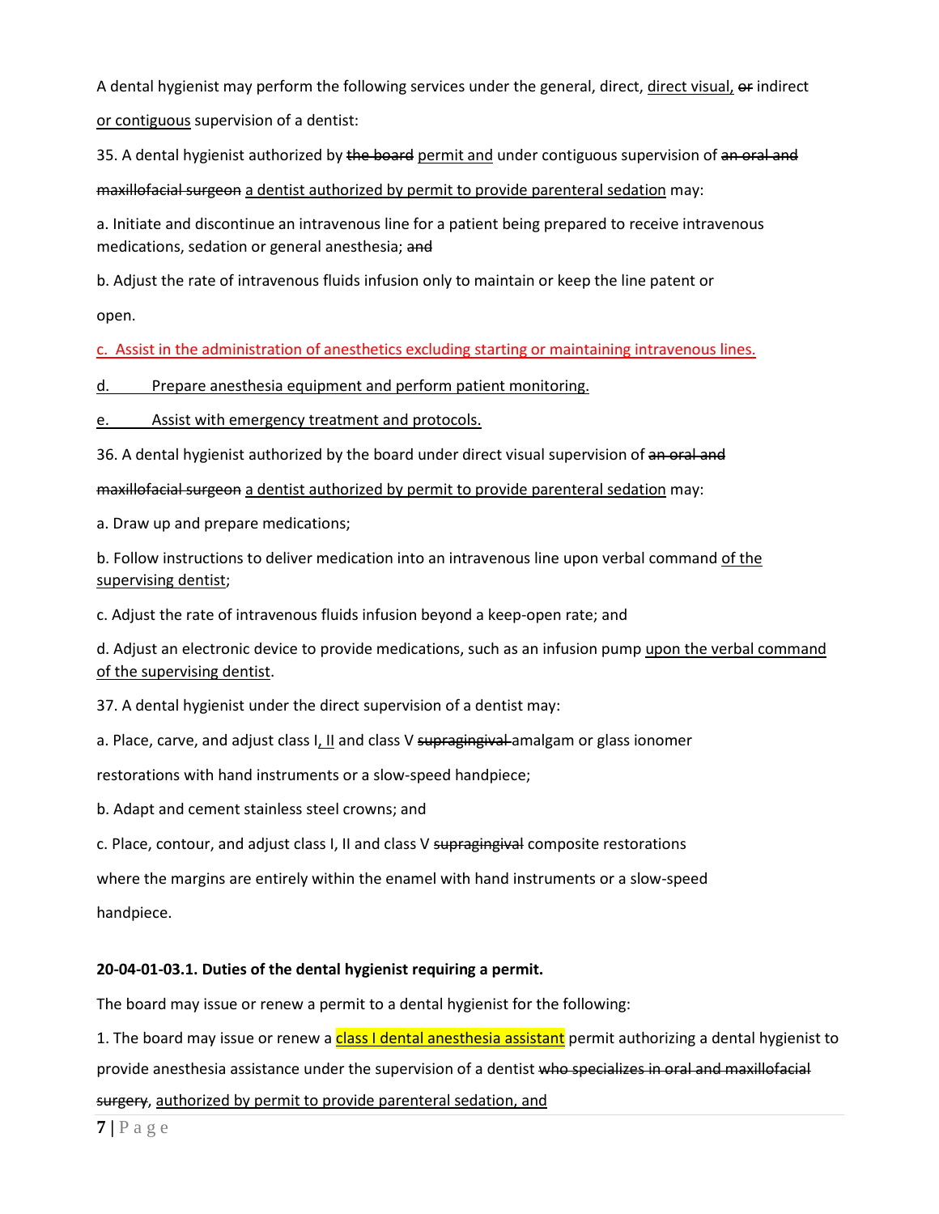A dental hygienist may perform the following services under the general, direct, <u>direct visual,</u> ~~or~~ indirect <u>or contiguous</u> supervision of a dentist:

35. A dental hygienist authorized by ~~the board~~ <u>permit and</u> under contiguous supervision of ~~an oral and maxillofacial surgeon~~ <u>a dentist authorized by permit to provide parenteral sedation</u> may:

a. Initiate and discontinue an intravenous line for a patient being prepared to receive intravenous medications, sedation or general anesthesia; ~~and~~

b. Adjust the rate of intravenous fluids infusion only to maintain or keep the line patent or open.

<u>c. Assist in the administration of anesthetics excluding starting or maintaining intravenous lines.</u>

<u>d. Prepare anesthesia equipment and perform patient monitoring.</u>

<u>e. Assist with emergency treatment and protocols.</u>

36. A dental hygienist authorized by the board under direct visual supervision of ~~an oral and maxillofacial surgeon~~ <u>a dentist authorized by permit to provide parenteral sedation</u> may:

a. Draw up and prepare medications;

b. Follow instructions to deliver medication into an intravenous line upon verbal command <u>of the supervising dentist</u>;

c. Adjust the rate of intravenous fluids infusion beyond a keep-open rate; and

d. Adjust an electronic device to provide medications, such as an infusion pump <u>upon the verbal command of the supervising dentist</u>.

37. A dental hygienist under the direct supervision of a dentist may:

a. Place, carve, and adjust class I<u>, II</u> and class V ~~supragingival~~ amalgam or glass ionomer restorations with hand instruments or a slow-speed handpiece;

b. Adapt and cement stainless steel crowns; and

c. Place, contour, and adjust class I, II and class V ~~supragingival~~ composite restorations where the margins are entirely within the enamel with hand instruments or a slow-speed handpiece.

**20-04-01-03.1. Duties of the dental hygienist requiring a permit.**

The board may issue or renew a permit to a dental hygienist for the following:

1. The board may issue or renew a <u>class I dental anesthesia assistant</u> permit authorizing a dental hygienist to provide anesthesia assistance under the supervision of a dentist ~~who specializes in oral and maxillofacial surgery~~, <u>authorized by permit to provide parenteral sedation, and</u>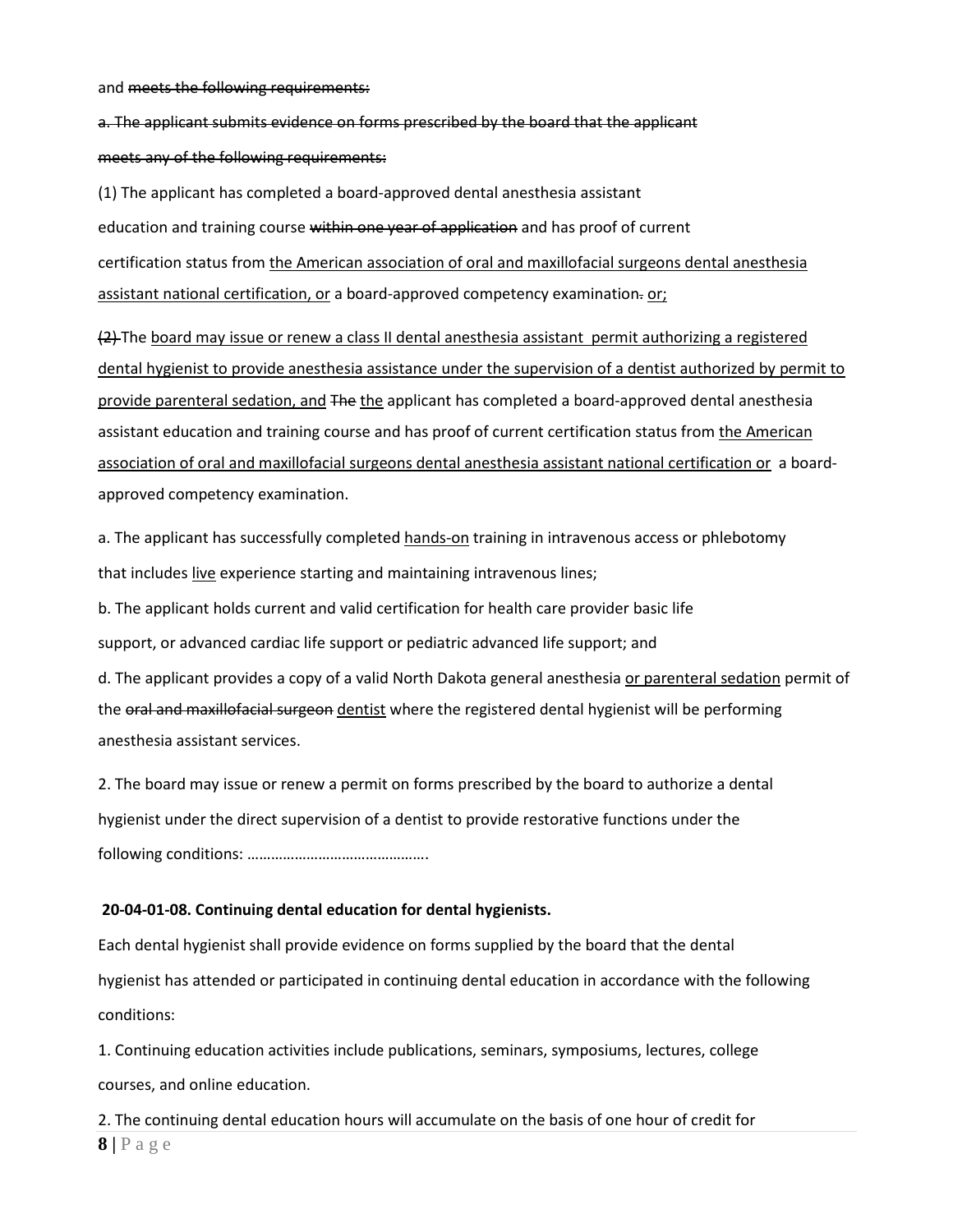and ~~meets the following requirements:~~

~~a. The applicant submits evidence on forms prescribed by the board that the applicant meets any of the following requirements:~~

(1) The applicant has completed a board-approved dental anesthesia assistant education and training course ~~within one year of application~~ and has proof of current certification status from <u>the American association of oral and maxillofacial surgeons dental anesthesia assistant national certification, or</u> a board-approved competency examination~~.~~ <u>or;</u>

~~(2)~~ The <u>board may issue or renew a class II dental anesthesia assistant permit authorizing a registered dental hygienist to provide anesthesia assistance under the supervision of a dentist authorized by permit to provide parenteral sedation, and</u> ~~The~~ <u>the</u> applicant has completed a board-approved dental anesthesia assistant education and training course and has proof of current certification status from <u>the American association of oral and maxillofacial surgeons dental anesthesia assistant national certification or</u> a board-approved competency examination.

a. The applicant has successfully completed <u>hands-on</u> training in intravenous access or phlebotomy that includes <u>live</u> experience starting and maintaining intravenous lines;

b. The applicant holds current and valid certification for health care provider basic life support, or advanced cardiac life support or pediatric advanced life support; and

d. The applicant provides a copy of a valid North Dakota general anesthesia <u>or parenteral sedation</u> permit of the ~~oral and maxillofacial surgeon~~ <u>dentist</u> where the registered dental hygienist will be performing anesthesia assistant services.

2. The board may issue or renew a permit on forms prescribed by the board to authorize a dental hygienist under the direct supervision of a dentist to provide restorative functions under the following conditions: ……………………………………….

**20-04-01-08. Continuing dental education for dental hygienists.**

Each dental hygienist shall provide evidence on forms supplied by the board that the dental hygienist has attended or participated in continuing dental education in accordance with the following conditions:

1. Continuing education activities include publications, seminars, symposiums, lectures, college courses, and online education.

2. The continuing dental education hours will accumulate on the basis of one hour of credit for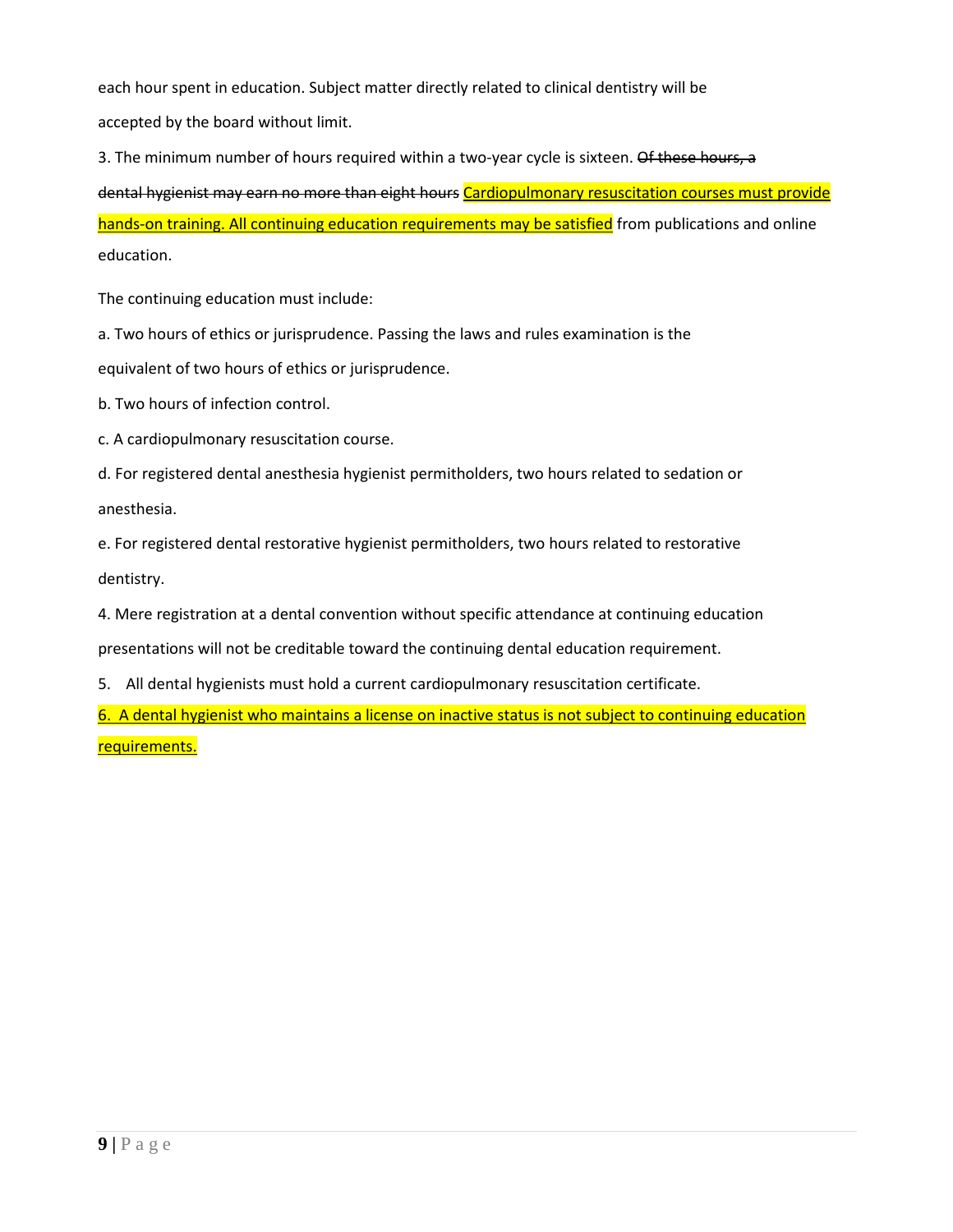each hour spent in education. Subject matter directly related to clinical dentistry will be accepted by the board without limit.

3. The minimum number of hours required within a two-year cycle is sixteen. ~~Of these hours, a dental hygienist may earn no more than eight hours~~ <u>Cardiopulmonary resuscitation courses must provide hands-on training. All continuing education requirements may be satisfied</u> from publications and online education.

The continuing education must include:

a. Two hours of ethics or jurisprudence. Passing the laws and rules examination is the equivalent of two hours of ethics or jurisprudence.

b. Two hours of infection control.

c. A cardiopulmonary resuscitation course.

d. For registered dental anesthesia hygienist permitholders, two hours related to sedation or anesthesia.

e. For registered dental restorative hygienist permitholders, two hours related to restorative dentistry.

4. Mere registration at a dental convention without specific attendance at continuing education presentations will not be creditable toward the continuing dental education requirement.

5. All dental hygienists must hold a current cardiopulmonary resuscitation certificate.

<u>6. A dental hygienist who maintains a license on inactive status is not subject to continuing education requirements.</u>